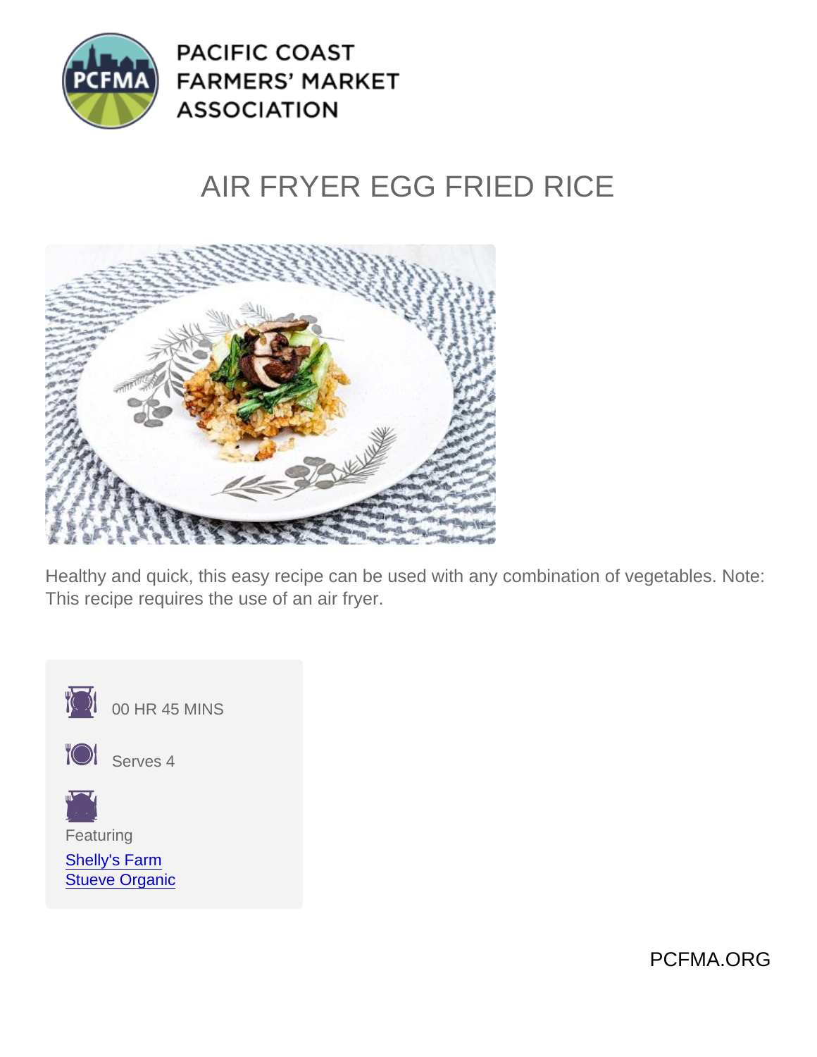PACIFIC COAST FARMERS' MARKET ASSOCIATION

# AIR FRYER EGG FRIED RICE

Healthy and quick, this easy recipe can be used with any combination of vegetables. Note: This recipe requires the use of an air fryer.

00 HR 45 MINS

Serves 4

Featuring

[Shelly's Farm](Shelly's Farm)
[Stueve Organic](Stueve Organic)

PCFMA.ORG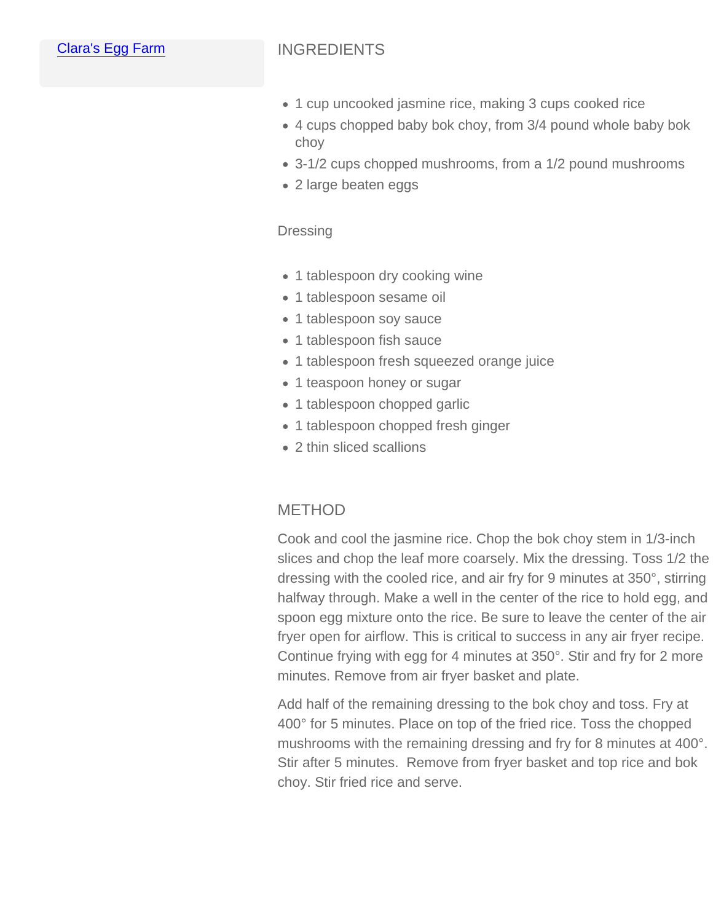[Clara's Egg Farm]

## INGREDIENTS

- 1 cup uncooked jasmine rice, making 3 cups cooked rice
- 4 cups chopped baby bok choy, from 3/4 pound whole baby bok choy
- 3-1/2 cups chopped mushrooms, from a 1/2 pound mushrooms
- 2 large beaten eggs

### Dressing

- 1 tablespoon dry cooking wine
- 1 tablespoon sesame oil
- 1 tablespoon soy sauce
- 1 tablespoon fish sauce
- 1 tablespoon fresh squeezed orange juice
- 1 teaspoon honey or sugar
- 1 tablespoon chopped garlic
- 1 tablespoon chopped fresh ginger
- 2 thin sliced scallions

## METHOD

Cook and cool the jasmine rice. Chop the bok choy stem in 1/3-inch slices and chop the leaf more coarsely. Mix the dressing. Toss 1/2 the dressing with the cooled rice, and air fry for 9 minutes at 350°, stirring halfway through. Make a well in the center of the rice to hold egg, and spoon egg mixture onto the rice. Be sure to leave the center of the air fryer open for airflow. This is critical to success in any air fryer recipe. Continue frying with egg for 4 minutes at 350°. Stir and fry for 2 more minutes. Remove from air fryer basket and plate.

Add half of the remaining dressing to the bok choy and toss. Fry at 400° for 5 minutes. Place on top of the fried rice. Toss the chopped mushrooms with the remaining dressing and fry for 8 minutes at 400°. Stir after 5 minutes. Remove from fryer basket and top rice and bok choy. Stir fried rice and serve.